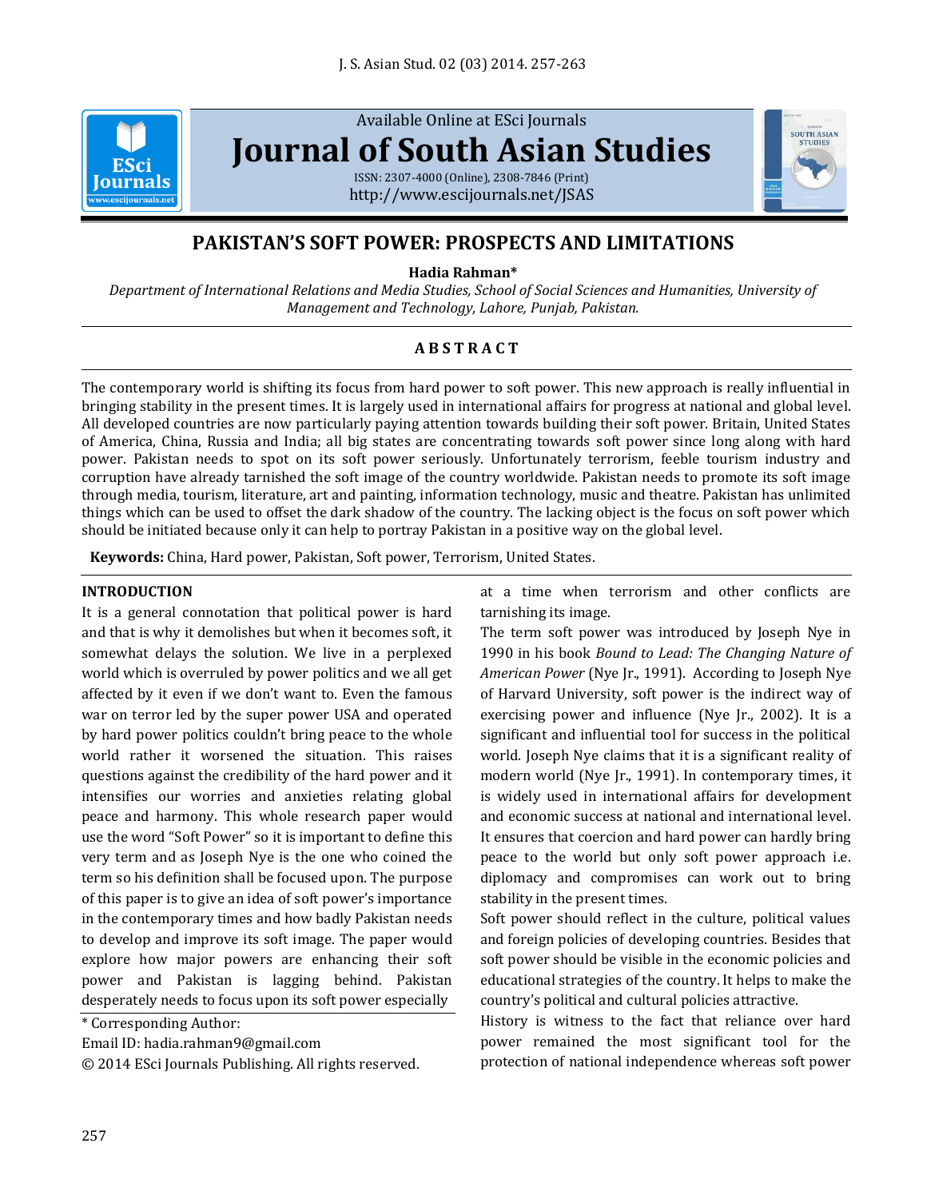# PAKISTAN'S SOFT POWER: PROSPECTS AND LIMITATIONS

**Hadia Rahman***

*Department of International Relations and Media Studies, School of Social Sciences and Humanities, University of Management and Technology, Lahore, Punjab, Pakistan.*

## ABSTRACT

The contemporary world is shifting its focus from hard power to soft power. This new approach is really influential in bringing stability in the present times. It is largely used in international affairs for progress at national and global level. All developed countries are now particularly paying attention towards building their soft power. Britain, United States of America, China, Russia and India; all big states are concentrating towards soft power since long along with hard power. Pakistan needs to spot on its soft power seriously. Unfortunately terrorism, feeble tourism industry and corruption have already tarnished the soft image of the country worldwide. Pakistan needs to promote its soft image through media, tourism, literature, art and painting, information technology, music and theatre. Pakistan has unlimited things which can be used to offset the dark shadow of the country. The lacking object is the focus on soft power which should be initiated because only it can help to portray Pakistan in a positive way on the global level.

**Keywords:** China, Hard power, Pakistan, Soft power, Terrorism, United States.

## INTRODUCTION

It is a general connotation that political power is hard and that is why it demolishes but when it becomes soft, it somewhat delays the solution. We live in a perplexed world which is overruled by power politics and we all get affected by it even if we don't want to. Even the famous war on terror led by the super power USA and operated by hard power politics couldn't bring peace to the whole world rather it worsened the situation. This raises questions against the credibility of the hard power and it intensifies our worries and anxieties relating global peace and harmony. This whole research paper would use the word "Soft Power" so it is important to define this very term and as Joseph Nye is the one who coined the term so his definition shall be focused upon. The purpose of this paper is to give an idea of soft power's importance in the contemporary times and how badly Pakistan needs to develop and improve its soft image. The paper would explore how major powers are enhancing their soft power and Pakistan is lagging behind. Pakistan desperately needs to focus upon its soft power especially at a time when terrorism and other conflicts are tarnishing its image.

The term soft power was introduced by Joseph Nye in 1990 in his book *Bound to Lead: The Changing Nature of American Power* (Nye Jr., 1991). According to Joseph Nye of Harvard University, soft power is the indirect way of exercising power and influence (Nye Jr., 2002). It is a significant and influential tool for success in the political world. Joseph Nye claims that it is a significant reality of modern world (Nye Jr., 1991). In contemporary times, it is widely used in international affairs for development and economic success at national and international level. It ensures that coercion and hard power can hardly bring peace to the world but only soft power approach i.e. diplomacy and compromises can work out to bring stability in the present times.

Soft power should reflect in the culture, political values and foreign policies of developing countries. Besides that soft power should be visible in the economic policies and educational strategies of the country. It helps to make the country's political and cultural policies attractive.

History is witness to the fact that reliance over hard power remained the most significant tool for the protection of national independence whereas soft power

* Corresponding Author:

Email ID: hadia.rahman9@gmail.com

© 2014 ESci Journals Publishing. All rights reserved.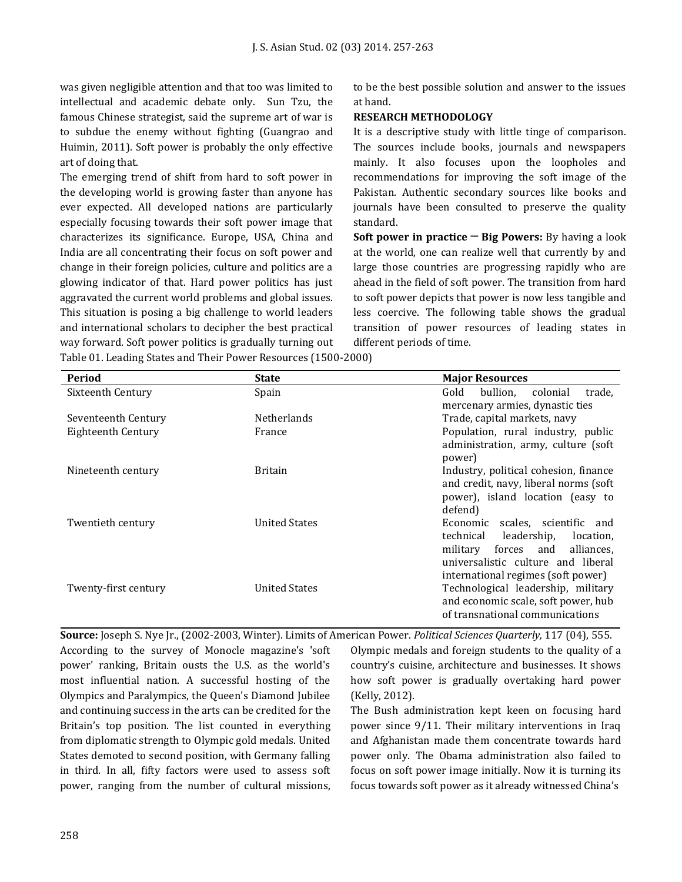was given negligible attention and that too was limited to intellectual and academic debate only. Sun Tzu, the famous Chinese strategist, said the supreme art of war is to subdue the enemy without fighting (Guangrao and Huimin, 2011). Soft power is probably the only effective art of doing that.

The emerging trend of shift from hard to soft power in the developing world is growing faster than anyone has ever expected. All developed nations are particularly especially focusing towards their soft power image that characterizes its significance. Europe, USA, China and India are all concentrating their focus on soft power and change in their foreign policies, culture and politics are a glowing indicator of that. Hard power politics has just aggravated the current world problems and global issues. This situation is posing a big challenge to world leaders and international scholars to decipher the best practical way forward. Soft power politics is gradually turning out to be the best possible solution and answer to the issues at hand.

**RESEARCH METHODOLOGY**

It is a descriptive study with little tinge of comparison. The sources include books, journals and newspapers mainly. It also focuses upon the loopholes and recommendations for improving the soft image of the Pakistan. Authentic secondary sources like books and journals have been consulted to preserve the quality standard.

**Soft power in practice – Big Powers:** By having a look at the world, one can realize well that currently by and large those countries are progressing rapidly who are ahead in the field of soft power. The transition from hard to soft power depicts that power is now less tangible and less coercive. The following table shows the gradual transition of power resources of leading states in different periods of time.

Table 01. Leading States and Their Power Resources (1500-2000)

| Period | State | Major Resources |
|---|---|---|
| Sixteenth Century | Spain | Gold bullion, colonial trade, mercenary armies, dynastic ties |
| Seventeenth Century | Netherlands | Trade, capital markets, navy |
| Eighteenth Century | France | Population, rural industry, public administration, army, culture (soft power) |
| Nineteenth century | Britain | Industry, political cohesion, finance and credit, navy, liberal norms (soft power), island location (easy to defend) |
| Twentieth century | United States | Economic scales, scientific and technical leadership, location, military forces and alliances, universalistic culture and liberal international regimes (soft power) |
| Twenty-first century | United States | Technological leadership, military and economic scale, soft power, hub of transnational communications |

**Source:** Joseph S. Nye Jr., (2002-2003, Winter). Limits of American Power. *Political Sciences Quarterly,* 117 (04), 555.

According to the survey of Monocle magazine's 'soft power' ranking, Britain ousts the U.S. as the world's most influential nation. A successful hosting of the Olympics and Paralympics, the Queen's Diamond Jubilee and continuing success in the arts can be credited for the Britain's top position. The list counted in everything from diplomatic strength to Olympic gold medals. United States demoted to second position, with Germany falling in third. In all, fifty factors were used to assess soft power, ranging from the number of cultural missions, Olympic medals and foreign students to the quality of a country's cuisine, architecture and businesses. It shows how soft power is gradually overtaking hard power (Kelly, 2012).

The Bush administration kept keen on focusing hard power since 9/11. Their military interventions in Iraq and Afghanistan made them concentrate towards hard power only. The Obama administration also failed to focus on soft power image initially. Now it is turning its focus towards soft power as it already witnessed China's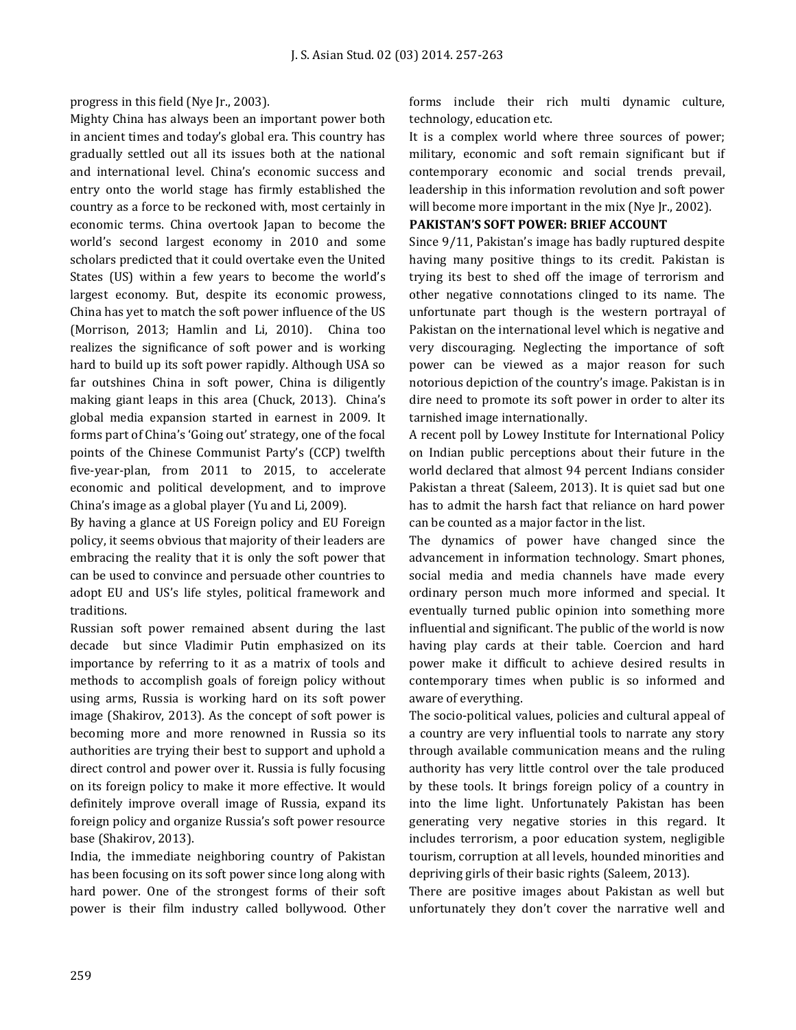progress in this field (Nye Jr., 2003).

Mighty China has always been an important power both in ancient times and today's global era. This country has gradually settled out all its issues both at the national and international level. China's economic success and entry onto the world stage has firmly established the country as a force to be reckoned with, most certainly in economic terms. China overtook Japan to become the world's second largest economy in 2010 and some scholars predicted that it could overtake even the United States (US) within a few years to become the world's largest economy. But, despite its economic prowess, China has yet to match the soft power influence of the US (Morrison, 2013; Hamlin and Li, 2010). China too realizes the significance of soft power and is working hard to build up its soft power rapidly. Although USA so far outshines China in soft power, China is diligently making giant leaps in this area (Chuck, 2013). China's global media expansion started in earnest in 2009. It forms part of China's 'Going out' strategy, one of the focal points of the Chinese Communist Party's (CCP) twelfth five-year-plan, from 2011 to 2015, to accelerate economic and political development, and to improve China's image as a global player (Yu and Li, 2009).

By having a glance at US Foreign policy and EU Foreign policy, it seems obvious that majority of their leaders are embracing the reality that it is only the soft power that can be used to convince and persuade other countries to adopt EU and US's life styles, political framework and traditions.

Russian soft power remained absent during the last decade but since Vladimir Putin emphasized on its importance by referring to it as a matrix of tools and methods to accomplish goals of foreign policy without using arms, Russia is working hard on its soft power image (Shakirov, 2013). As the concept of soft power is becoming more and more renowned in Russia so its authorities are trying their best to support and uphold a direct control and power over it. Russia is fully focusing on its foreign policy to make it more effective. It would definitely improve overall image of Russia, expand its foreign policy and organize Russia's soft power resource base (Shakirov, 2013).

India, the immediate neighboring country of Pakistan has been focusing on its soft power since long along with hard power. One of the strongest forms of their soft power is their film industry called bollywood. Other forms include their rich multi dynamic culture, technology, education etc.

It is a complex world where three sources of power; military, economic and soft remain significant but if contemporary economic and social trends prevail, leadership in this information revolution and soft power will become more important in the mix (Nye Jr., 2002).

## PAKISTAN'S SOFT POWER: BRIEF ACCOUNT

Since 9/11, Pakistan's image has badly ruptured despite having many positive things to its credit. Pakistan is trying its best to shed off the image of terrorism and other negative connotations clinged to its name. The unfortunate part though is the western portrayal of Pakistan on the international level which is negative and very discouraging. Neglecting the importance of soft power can be viewed as a major reason for such notorious depiction of the country's image. Pakistan is in dire need to promote its soft power in order to alter its tarnished image internationally.

A recent poll by Lowey Institute for International Policy on Indian public perceptions about their future in the world declared that almost 94 percent Indians consider Pakistan a threat (Saleem, 2013). It is quiet sad but one has to admit the harsh fact that reliance on hard power can be counted as a major factor in the list.

The dynamics of power have changed since the advancement in information technology. Smart phones, social media and media channels have made every ordinary person much more informed and special. It eventually turned public opinion into something more influential and significant. The public of the world is now having play cards at their table. Coercion and hard power make it difficult to achieve desired results in contemporary times when public is so informed and aware of everything.

The socio-political values, policies and cultural appeal of a country are very influential tools to narrate any story through available communication means and the ruling authority has very little control over the tale produced by these tools. It brings foreign policy of a country in into the lime light. Unfortunately Pakistan has been generating very negative stories in this regard. It includes terrorism, a poor education system, negligible tourism, corruption at all levels, hounded minorities and depriving girls of their basic rights (Saleem, 2013).

There are positive images about Pakistan as well but unfortunately they don't cover the narrative well and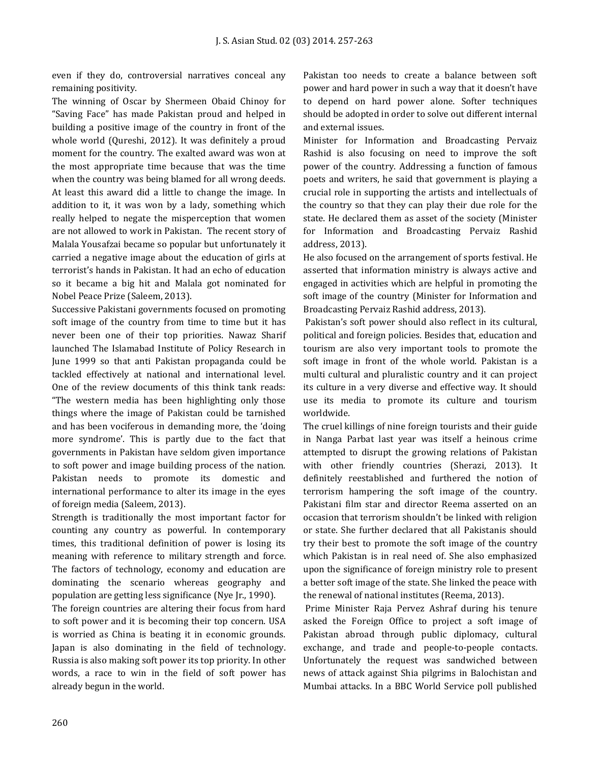even if they do, controversial narratives conceal any remaining positivity.

The winning of Oscar by Shermeen Obaid Chinoy for "Saving Face" has made Pakistan proud and helped in building a positive image of the country in front of the whole world (Qureshi, 2012). It was definitely a proud moment for the country. The exalted award was won at the most appropriate time because that was the time when the country was being blamed for all wrong deeds. At least this award did a little to change the image. In addition to it, it was won by a lady, something which really helped to negate the misperception that women are not allowed to work in Pakistan. The recent story of Malala Yousafzai became so popular but unfortunately it carried a negative image about the education of girls at terrorist's hands in Pakistan. It had an echo of education so it became a big hit and Malala got nominated for Nobel Peace Prize (Saleem, 2013).

Successive Pakistani governments focused on promoting soft image of the country from time to time but it has never been one of their top priorities. Nawaz Sharif launched The Islamabad Institute of Policy Research in June 1999 so that anti Pakistan propaganda could be tackled effectively at national and international level. One of the review documents of this think tank reads: "The western media has been highlighting only those things where the image of Pakistan could be tarnished and has been vociferous in demanding more, the 'doing more syndrome'. This is partly due to the fact that governments in Pakistan have seldom given importance to soft power and image building process of the nation. Pakistan needs to promote its domestic and international performance to alter its image in the eyes of foreign media (Saleem, 2013).

Strength is traditionally the most important factor for counting any country as powerful. In contemporary times, this traditional definition of power is losing its meaning with reference to military strength and force. The factors of technology, economy and education are dominating the scenario whereas geography and population are getting less significance (Nye Jr., 1990).

The foreign countries are altering their focus from hard to soft power and it is becoming their top concern. USA is worried as China is beating it in economic grounds. Japan is also dominating in the field of technology. Russia is also making soft power its top priority. In other words, a race to win in the field of soft power has already begun in the world.

Pakistan too needs to create a balance between soft power and hard power in such a way that it doesn't have to depend on hard power alone. Softer techniques should be adopted in order to solve out different internal and external issues.

Minister for Information and Broadcasting Pervaiz Rashid is also focusing on need to improve the soft power of the country. Addressing a function of famous poets and writers, he said that government is playing a crucial role in supporting the artists and intellectuals of the country so that they can play their due role for the state. He declared them as asset of the society (Minister for Information and Broadcasting Pervaiz Rashid address, 2013).

He also focused on the arrangement of sports festival. He asserted that information ministry is always active and engaged in activities which are helpful in promoting the soft image of the country (Minister for Information and Broadcasting Pervaiz Rashid address, 2013).

Pakistan's soft power should also reflect in its cultural, political and foreign policies. Besides that, education and tourism are also very important tools to promote the soft image in front of the whole world. Pakistan is a multi cultural and pluralistic country and it can project its culture in a very diverse and effective way. It should use its media to promote its culture and tourism worldwide.

The cruel killings of nine foreign tourists and their guide in Nanga Parbat last year was itself a heinous crime attempted to disrupt the growing relations of Pakistan with other friendly countries (Sherazi, 2013). It definitely reestablished and furthered the notion of terrorism hampering the soft image of the country. Pakistani film star and director Reema asserted on an occasion that terrorism shouldn't be linked with religion or state. She further declared that all Pakistanis should try their best to promote the soft image of the country which Pakistan is in real need of. She also emphasized upon the significance of foreign ministry role to present a better soft image of the state. She linked the peace with the renewal of national institutes (Reema, 2013).

Prime Minister Raja Pervez Ashraf during his tenure asked the Foreign Office to project a soft image of Pakistan abroad through public diplomacy, cultural exchange, and trade and people-to-people contacts. Unfortunately the request was sandwiched between news of attack against Shia pilgrims in Balochistan and Mumbai attacks. In a BBC World Service poll published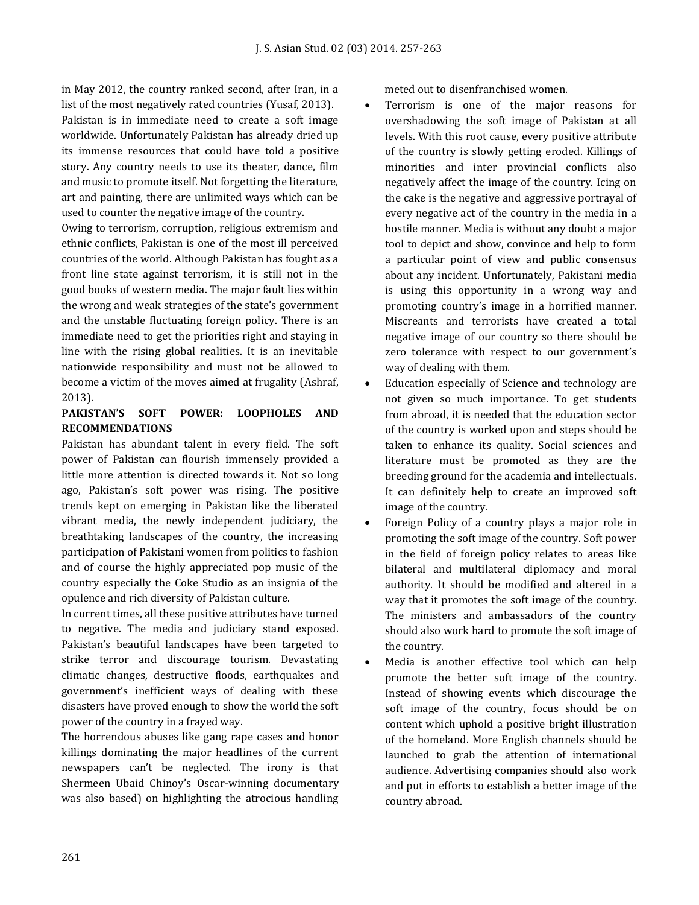in May 2012, the country ranked second, after Iran, in a list of the most negatively rated countries (Yusaf, 2013).

Pakistan is in immediate need to create a soft image worldwide. Unfortunately Pakistan has already dried up its immense resources that could have told a positive story. Any country needs to use its theater, dance, film and music to promote itself. Not forgetting the literature, art and painting, there are unlimited ways which can be used to counter the negative image of the country.

Owing to terrorism, corruption, religious extremism and ethnic conflicts, Pakistan is one of the most ill perceived countries of the world. Although Pakistan has fought as a front line state against terrorism, it is still not in the good books of western media. The major fault lies within the wrong and weak strategies of the state's government and the unstable fluctuating foreign policy. There is an immediate need to get the priorities right and staying in line with the rising global realities. It is an inevitable nationwide responsibility and must not be allowed to become a victim of the moves aimed at frugality (Ashraf, 2013).

## PAKISTAN'S SOFT POWER: LOOPHOLES AND RECOMMENDATIONS

Pakistan has abundant talent in every field. The soft power of Pakistan can flourish immensely provided a little more attention is directed towards it. Not so long ago, Pakistan's soft power was rising. The positive trends kept on emerging in Pakistan like the liberated vibrant media, the newly independent judiciary, the breathtaking landscapes of the country, the increasing participation of Pakistani women from politics to fashion and of course the highly appreciated pop music of the country especially the Coke Studio as an insignia of the opulence and rich diversity of Pakistan culture.

In current times, all these positive attributes have turned to negative. The media and judiciary stand exposed. Pakistan's beautiful landscapes have been targeted to strike terror and discourage tourism. Devastating climatic changes, destructive floods, earthquakes and government's inefficient ways of dealing with these disasters have proved enough to show the world the soft power of the country in a frayed way.

The horrendous abuses like gang rape cases and honor killings dominating the major headlines of the current newspapers can't be neglected. The irony is that Shermeen Ubaid Chinoy's Oscar-winning documentary was also based) on highlighting the atrocious handling meted out to disenfranchised women.

- Terrorism is one of the major reasons for overshadowing the soft image of Pakistan at all levels. With this root cause, every positive attribute of the country is slowly getting eroded. Killings of minorities and inter provincial conflicts also negatively affect the image of the country. Icing on the cake is the negative and aggressive portrayal of every negative act of the country in the media in a hostile manner. Media is without any doubt a major tool to depict and show, convince and help to form a particular point of view and public consensus about any incident. Unfortunately, Pakistani media is using this opportunity in a wrong way and promoting country's image in a horrified manner. Miscreants and terrorists have created a total negative image of our country so there should be zero tolerance with respect to our government's way of dealing with them.
- Education especially of Science and technology are not given so much importance. To get students from abroad, it is needed that the education sector of the country is worked upon and steps should be taken to enhance its quality. Social sciences and literature must be promoted as they are the breeding ground for the academia and intellectuals. It can definitely help to create an improved soft image of the country.
- Foreign Policy of a country plays a major role in promoting the soft image of the country. Soft power in the field of foreign policy relates to areas like bilateral and multilateral diplomacy and moral authority. It should be modified and altered in a way that it promotes the soft image of the country. The ministers and ambassadors of the country should also work hard to promote the soft image of the country.
- Media is another effective tool which can help promote the better soft image of the country. Instead of showing events which discourage the soft image of the country, focus should be on content which uphold a positive bright illustration of the homeland. More English channels should be launched to grab the attention of international audience. Advertising companies should also work and put in efforts to establish a better image of the country abroad.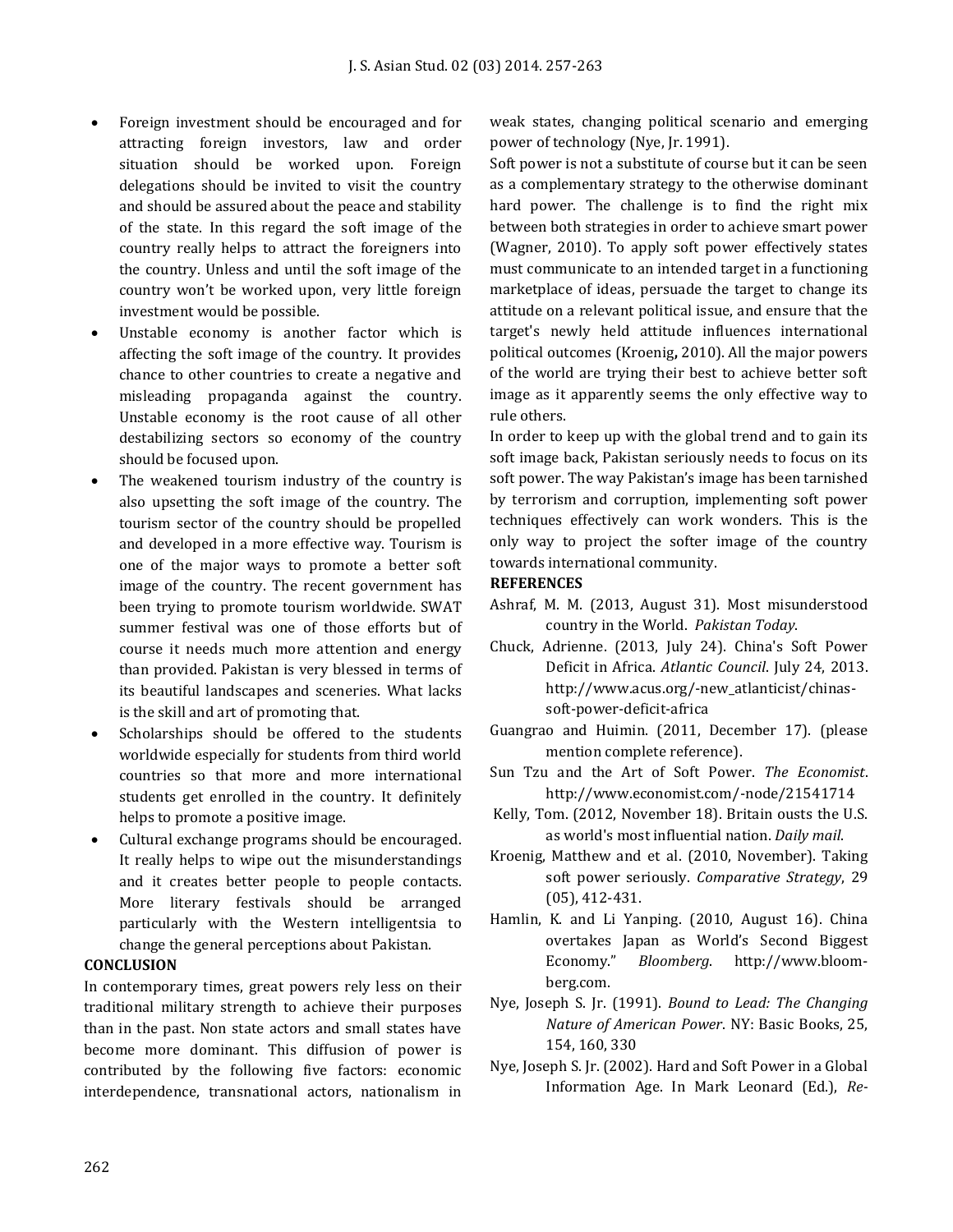- Foreign investment should be encouraged and for attracting foreign investors, law and order situation should be worked upon. Foreign delegations should be invited to visit the country and should be assured about the peace and stability of the state. In this regard the soft image of the country really helps to attract the foreigners into the country. Unless and until the soft image of the country won't be worked upon, very little foreign investment would be possible.
- Unstable economy is another factor which is affecting the soft image of the country. It provides chance to other countries to create a negative and misleading propaganda against the country. Unstable economy is the root cause of all other destabilizing sectors so economy of the country should be focused upon.
- The weakened tourism industry of the country is also upsetting the soft image of the country. The tourism sector of the country should be propelled and developed in a more effective way. Tourism is one of the major ways to promote a better soft image of the country. The recent government has been trying to promote tourism worldwide. SWAT summer festival was one of those efforts but of course it needs much more attention and energy than provided. Pakistan is very blessed in terms of its beautiful landscapes and sceneries. What lacks is the skill and art of promoting that.
- Scholarships should be offered to the students worldwide especially for students from third world countries so that more and more international students get enrolled in the country. It definitely helps to promote a positive image.
- Cultural exchange programs should be encouraged. It really helps to wipe out the misunderstandings and it creates better people to people contacts. More literary festivals should be arranged particularly with the Western intelligentsia to change the general perceptions about Pakistan.

## CONCLUSION

In contemporary times, great powers rely less on their traditional military strength to achieve their purposes than in the past. Non state actors and small states have become more dominant. This diffusion of power is contributed by the following five factors: economic interdependence, transnational actors, nationalism in weak states, changing political scenario and emerging power of technology (Nye, Jr. 1991).

Soft power is not a substitute of course but it can be seen as a complementary strategy to the otherwise dominant hard power. The challenge is to find the right mix between both strategies in order to achieve smart power (Wagner, 2010). To apply soft power effectively states must communicate to an intended target in a functioning marketplace of ideas, persuade the target to change its attitude on a relevant political issue, and ensure that the target's newly held attitude influences international political outcomes (Kroenig**,** 2010). All the major powers of the world are trying their best to achieve better soft image as it apparently seems the only effective way to rule others.

In order to keep up with the global trend and to gain its soft image back, Pakistan seriously needs to focus on its soft power. The way Pakistan's image has been tarnished by terrorism and corruption, implementing soft power techniques effectively can work wonders. This is the only way to project the softer image of the country towards international community.

## REFERENCES

Ashraf, M. M. (2013, August 31). Most misunderstood country in the World. *Pakistan Today*.

Chuck, Adrienne. (2013, July 24). China's Soft Power Deficit in Africa. *Atlantic Council*. July 24, 2013. http://www.acus.org/-new_atlanticist/chinas-soft-power-deficit-africa

Guangrao and Huimin. (2011, December 17). (please mention complete reference).

Sun Tzu and the Art of Soft Power. *The Economist*. http://www.economist.com/-node/21541714

Kelly, Tom. (2012, November 18). Britain ousts the U.S. as world's most influential nation. *Daily mail*.

Kroenig, Matthew and et al. (2010, November). Taking soft power seriously. *Comparative Strategy*, 29 (05), 412-431.

Hamlin, K. and Li Yanping. (2010, August 16). China overtakes Japan as World's Second Biggest Economy." *Bloomberg*. http://www.bloom-berg.com.

Nye, Joseph S. Jr. (1991). *Bound to Lead: The Changing Nature of American Power*. NY: Basic Books, 25, 154, 160, 330

Nye, Joseph S. Jr. (2002). Hard and Soft Power in a Global Information Age. In Mark Leonard (Ed.), *Re-*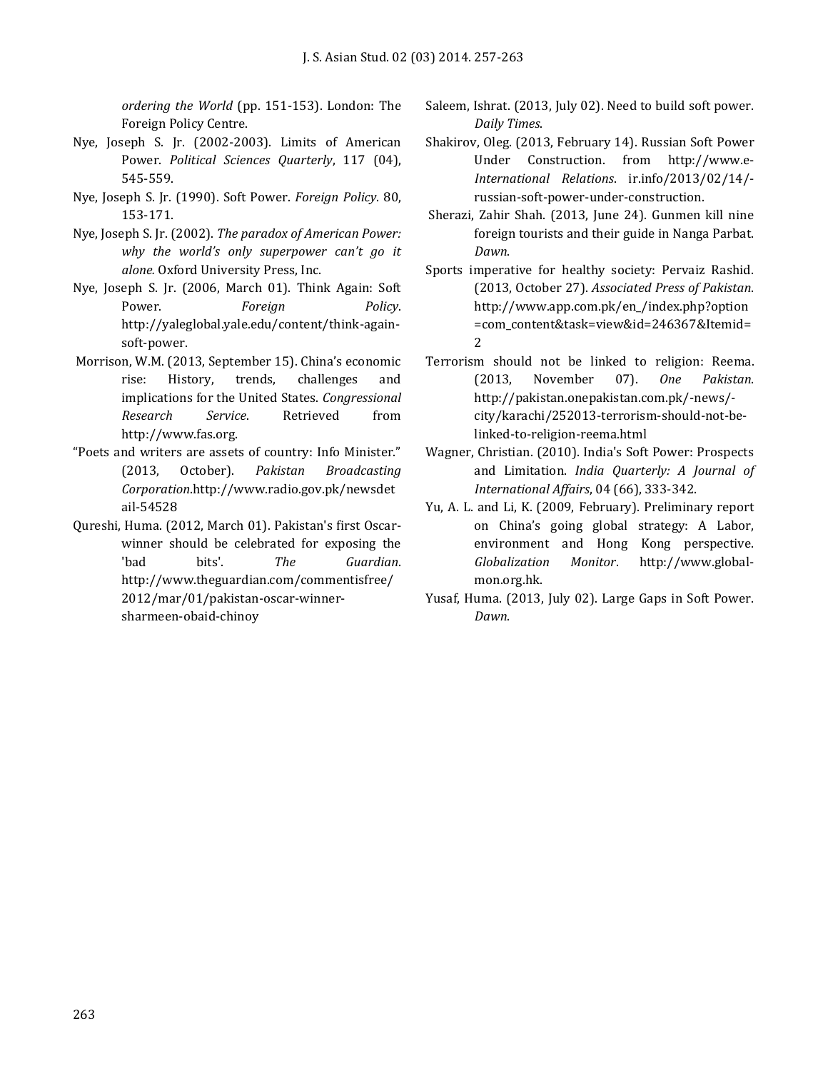*ordering the World* (pp. 151-153). London: The Foreign Policy Centre.

Nye, Joseph S. Jr. (2002-2003). Limits of American Power. *Political Sciences Quarterly*, 117 (04), 545-559.

Nye, Joseph S. Jr. (1990). Soft Power. *Foreign Policy*. 80, 153-171.

Nye, Joseph S. Jr. (2002). *The paradox of American Power: why the world's only superpower can't go it alone.* Oxford University Press, Inc.

Nye, Joseph S. Jr. (2006, March 01). Think Again: Soft Power. *Foreign Policy*. http://yaleglobal.yale.edu/content/think-again-soft-power.

Morrison, W.M. (2013, September 15). China's economic rise: History, trends, challenges and implications for the United States. *Congressional Research Service*. Retrieved from http://www.fas.org.

"Poets and writers are assets of country: Info Minister." (2013, October). *Pakistan Broadcasting Corporation*.http://www.radio.gov.pk/newsdetail-54528

Qureshi, Huma. (2012, March 01). Pakistan's first Oscar-winner should be celebrated for exposing the 'bad bits'. *The Guardian*. http://www.theguardian.com/commentisfree/2012/mar/01/pakistan-oscar-winner-sharmeen-obaid-chinoy

Saleem, Ishrat. (2013, July 02). Need to build soft power. *Daily Times*.

Shakirov, Oleg. (2013, February 14). Russian Soft Power Under Construction. from http://www.e-*International Relations*. ir.info/2013/02/14/-russian-soft-power-under-construction.

Sherazi, Zahir Shah. (2013, June 24). Gunmen kill nine foreign tourists and their guide in Nanga Parbat. *Dawn*.

Sports imperative for healthy society: Pervaiz Rashid. (2013, October 27). *Associated Press of Pakistan*. http://www.app.com.pk/en_/index.php?option=com_content&task=view&id=246367&Itemid=2

Terrorism should not be linked to religion: Reema. (2013, November 07). *One Pakistan*. http://pakistan.onepakistan.com.pk/-news/-city/karachi/252013-terrorism-should-not-be-linked-to-religion-reema.html

Wagner, Christian. (2010). India's Soft Power: Prospects and Limitation. *India Quarterly: A Journal of International Affairs*, 04 (66), 333-342.

Yu, A. L. and Li, K. (2009, February). Preliminary report on China's going global strategy: A Labor, environment and Hong Kong perspective. *Globalization Monitor*. http://www.global-mon.org.hk.

Yusaf, Huma. (2013, July 02). Large Gaps in Soft Power. *Dawn*.